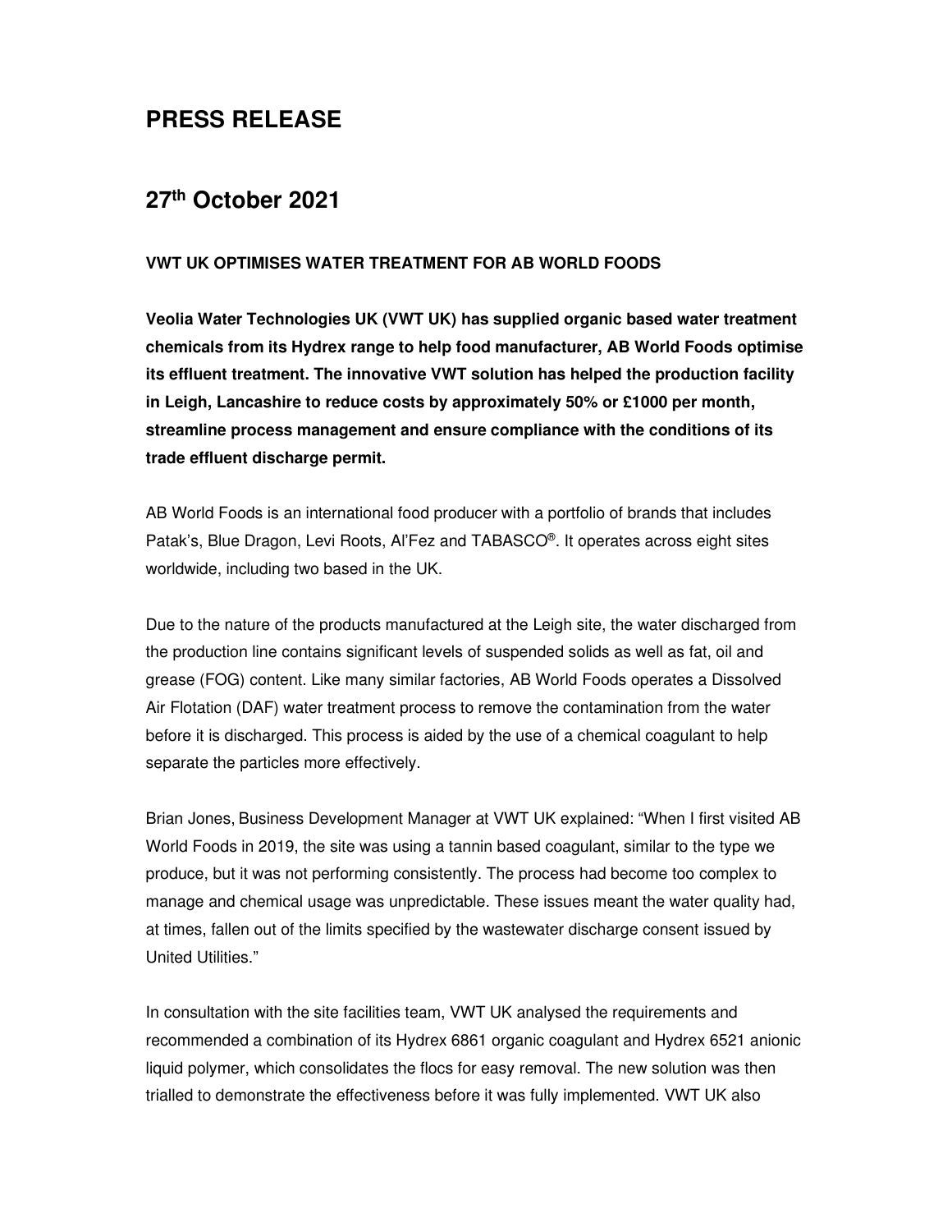# PRESS RELEASE

## 27th October 2021

**VWT UK OPTIMISES WATER TREATMENT FOR AB WORLD FOODS**

**Veolia Water Technologies UK (VWT UK) has supplied organic based water treatment chemicals from its Hydrex range to help food manufacturer, AB World Foods optimise its effluent treatment. The innovative VWT solution has helped the production facility in Leigh, Lancashire to reduce costs by approximately 50% or £1000 per month, streamline process management and ensure compliance with the conditions of its trade effluent discharge permit.**

AB World Foods is an international food producer with a portfolio of brands that includes Patak's, Blue Dragon, Levi Roots, Al'Fez and TABASCO®. It operates across eight sites worldwide, including two based in the UK.

Due to the nature of the products manufactured at the Leigh site, the water discharged from the production line contains significant levels of suspended solids as well as fat, oil and grease (FOG) content. Like many similar factories, AB World Foods operates a Dissolved Air Flotation (DAF) water treatment process to remove the contamination from the water before it is discharged. This process is aided by the use of a chemical coagulant to help separate the particles more effectively.

Brian Jones, Business Development Manager at VWT UK explained: "When I first visited AB World Foods in 2019, the site was using a tannin based coagulant, similar to the type we produce, but it was not performing consistently. The process had become too complex to manage and chemical usage was unpredictable. These issues meant the water quality had, at times, fallen out of the limits specified by the wastewater discharge consent issued by United Utilities."

In consultation with the site facilities team, VWT UK analysed the requirements and recommended a combination of its Hydrex 6861 organic coagulant and Hydrex 6521 anionic liquid polymer, which consolidates the flocs for easy removal. The new solution was then trialled to demonstrate the effectiveness before it was fully implemented. VWT UK also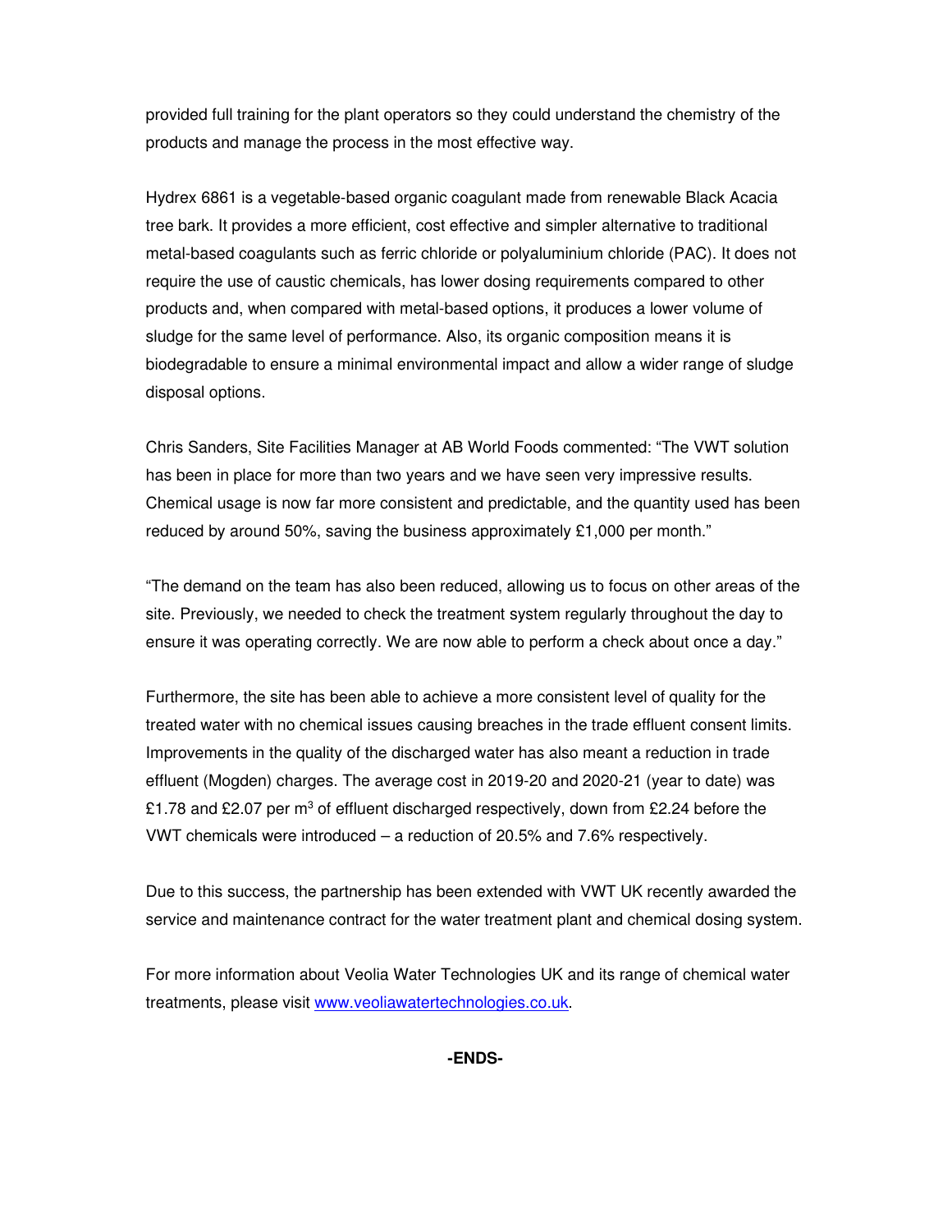provided full training for the plant operators so they could understand the chemistry of the products and manage the process in the most effective way.

Hydrex 6861 is a vegetable-based organic coagulant made from renewable Black Acacia tree bark. It provides a more efficient, cost effective and simpler alternative to traditional metal-based coagulants such as ferric chloride or polyaluminium chloride (PAC). It does not require the use of caustic chemicals, has lower dosing requirements compared to other products and, when compared with metal-based options, it produces a lower volume of sludge for the same level of performance. Also, its organic composition means it is biodegradable to ensure a minimal environmental impact and allow a wider range of sludge disposal options.

Chris Sanders, Site Facilities Manager at AB World Foods commented: "The VWT solution has been in place for more than two years and we have seen very impressive results. Chemical usage is now far more consistent and predictable, and the quantity used has been reduced by around 50%, saving the business approximately £1,000 per month."

"The demand on the team has also been reduced, allowing us to focus on other areas of the site. Previously, we needed to check the treatment system regularly throughout the day to ensure it was operating correctly. We are now able to perform a check about once a day."

Furthermore, the site has been able to achieve a more consistent level of quality for the treated water with no chemical issues causing breaches in the trade effluent consent limits. Improvements in the quality of the discharged water has also meant a reduction in trade effluent (Mogden) charges. The average cost in 2019-20 and 2020-21 (year to date) was £1.78 and £2.07 per $m^3$ of effluent discharged respectively, down from £2.24 before the VWT chemicals were introduced – a reduction of 20.5% and 7.6% respectively.

Due to this success, the partnership has been extended with VWT UK recently awarded the service and maintenance contract for the water treatment plant and chemical dosing system.

For more information about Veolia Water Technologies UK and its range of chemical water treatments, please visit www.veoliawatertechnologies.co.uk.

**-ENDS-**